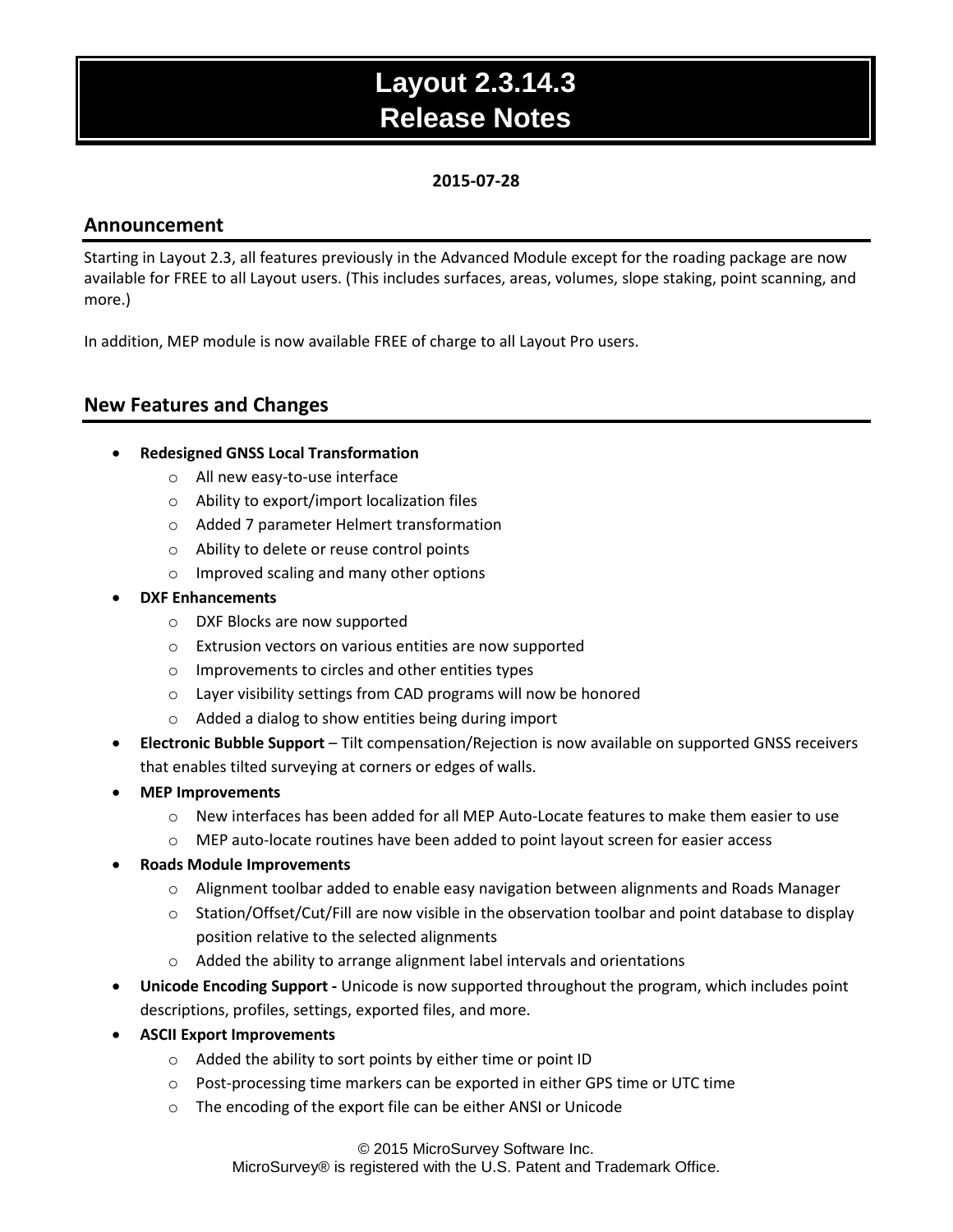# Layout 2.3.14.3
# Release Notes

**2015-07-28**

## Announcement

Starting in Layout 2.3, all features previously in the Advanced Module except for the roading package are now available for FREE to all Layout users. (This includes surfaces, areas, volumes, slope staking, point scanning, and more.)

In addition, MEP module is now available FREE of charge to all Layout Pro users.

## New Features and Changes

- **Redesigned GNSS Local Transformation**
  - All new easy-to-use interface
  - Ability to export/import localization files
  - Added 7 parameter Helmert transformation
  - Ability to delete or reuse control points
  - Improved scaling and many other options
- **DXF Enhancements**
  - DXF Blocks are now supported
  - Extrusion vectors on various entities are now supported
  - Improvements to circles and other entities types
  - Layer visibility settings from CAD programs will now be honored
  - Added a dialog to show entities being during import
- **Electronic Bubble Support** – Tilt compensation/Rejection is now available on supported GNSS receivers that enables tilted surveying at corners or edges of walls.
- **MEP Improvements**
  - New interfaces has been added for all MEP Auto-Locate features to make them easier to use
  - MEP auto-locate routines have been added to point layout screen for easier access
- **Roads Module Improvements**
  - Alignment toolbar added to enable easy navigation between alignments and Roads Manager
  - Station/Offset/Cut/Fill are now visible in the observation toolbar and point database to display position relative to the selected alignments
  - Added the ability to arrange alignment label intervals and orientations
- **Unicode Encoding Support -** Unicode is now supported throughout the program, which includes point descriptions, profiles, settings, exported files, and more.
- **ASCII Export Improvements**
  - Added the ability to sort points by either time or point ID
  - Post-processing time markers can be exported in either GPS time or UTC time
  - The encoding of the export file can be either ANSI or Unicode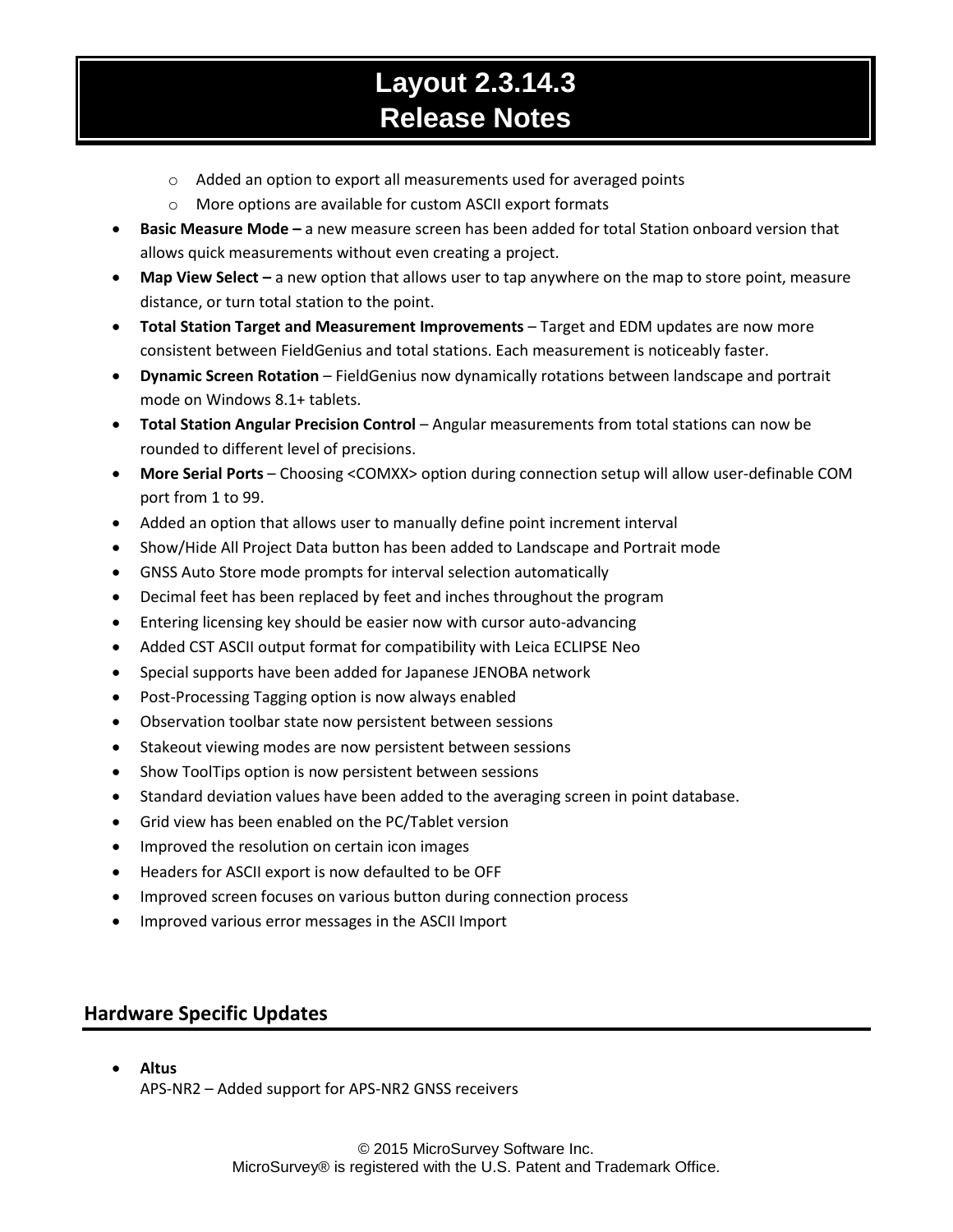- Added an option to export all measurements used for averaged points
    - More options are available for custom ASCII export formats
- **Basic Measure Mode –** a new measure screen has been added for total Station onboard version that allows quick measurements without even creating a project.
- **Map View Select –** a new option that allows user to tap anywhere on the map to store point, measure distance, or turn total station to the point.
- **Total Station Target and Measurement Improvements** – Target and EDM updates are now more consistent between FieldGenius and total stations. Each measurement is noticeably faster.
- **Dynamic Screen Rotation** – FieldGenius now dynamically rotations between landscape and portrait mode on Windows 8.1+ tablets.
- **Total Station Angular Precision Control** – Angular measurements from total stations can now be rounded to different level of precisions.
- **More Serial Ports** – Choosing <COMXX> option during connection setup will allow user-definable COM port from 1 to 99.
- Added an option that allows user to manually define point increment interval
- Show/Hide All Project Data button has been added to Landscape and Portrait mode
- GNSS Auto Store mode prompts for interval selection automatically
- Decimal feet has been replaced by feet and inches throughout the program
- Entering licensing key should be easier now with cursor auto-advancing
- Added CST ASCII output format for compatibility with Leica ECLIPSE Neo
- Special supports have been added for Japanese JENOBA network
- Post-Processing Tagging option is now always enabled
- Observation toolbar state now persistent between sessions
- Stakeout viewing modes are now persistent between sessions
- Show ToolTips option is now persistent between sessions
- Standard deviation values have been added to the averaging screen in point database.
- Grid view has been enabled on the PC/Tablet version
- Improved the resolution on certain icon images
- Headers for ASCII export is now defaulted to be OFF
- Improved screen focuses on various button during connection process
- Improved various error messages in the ASCII Import

## Hardware Specific Updates

- **Altus**
  APS-NR2 – Added support for APS-NR2 GNSS receivers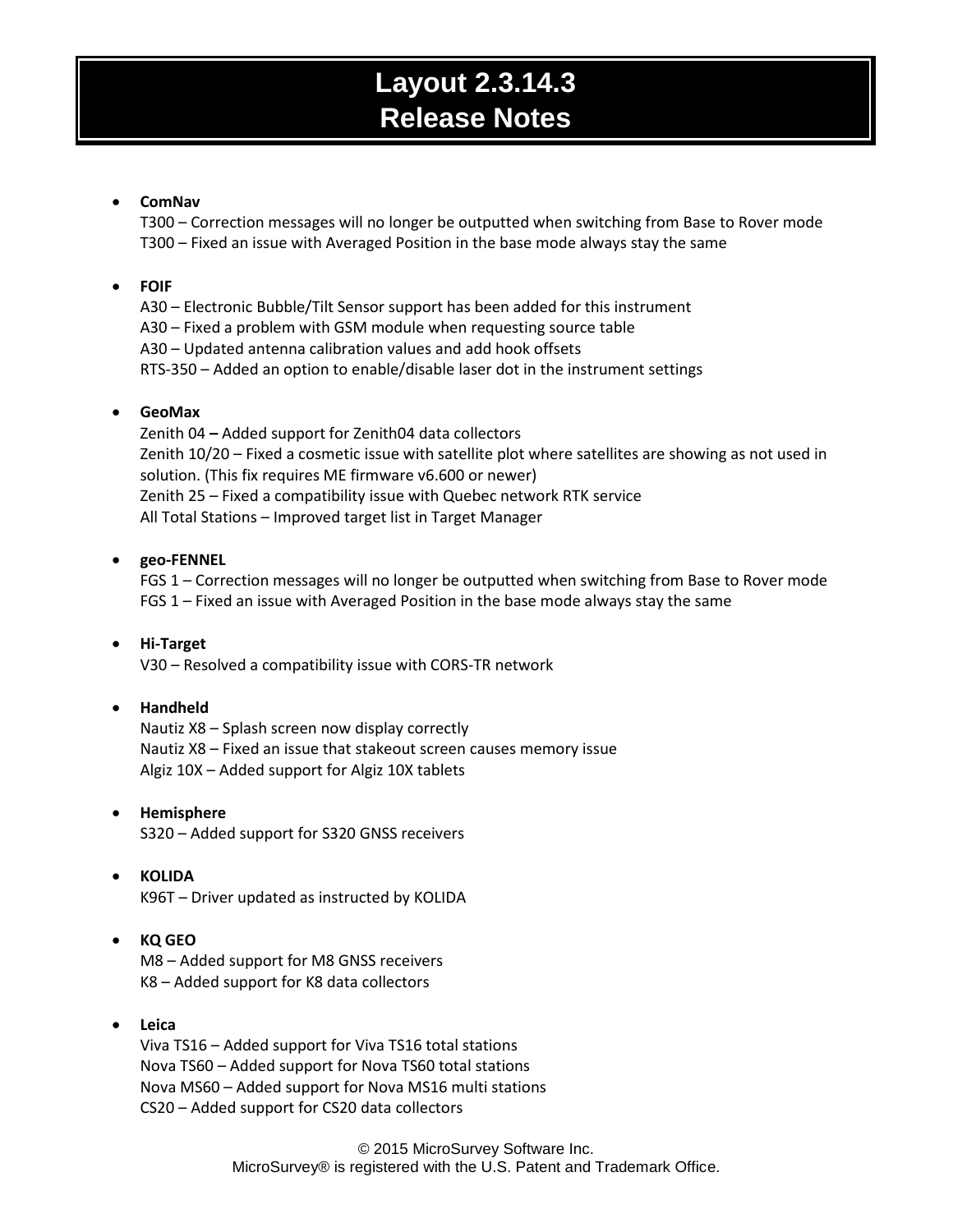# Layout 2.3.14.3 Release Notes

- **ComNav**
  T300 – Correction messages will no longer be outputted when switching from Base to Rover mode
  T300 – Fixed an issue with Averaged Position in the base mode always stay the same

- **FOIF**
  A30 – Electronic Bubble/Tilt Sensor support has been added for this instrument
  A30 – Fixed a problem with GSM module when requesting source table
  A30 – Updated antenna calibration values and add hook offsets
  RTS-350 – Added an option to enable/disable laser dot in the instrument settings

- **GeoMax**
  Zenith 04 **–** Added support for Zenith04 data collectors
  Zenith 10/20 – Fixed a cosmetic issue with satellite plot where satellites are showing as not used in solution. (This fix requires ME firmware v6.600 or newer)
  Zenith 25 – Fixed a compatibility issue with Quebec network RTK service
  All Total Stations – Improved target list in Target Manager

- **geo-FENNEL**
  FGS 1 – Correction messages will no longer be outputted when switching from Base to Rover mode
  FGS 1 – Fixed an issue with Averaged Position in the base mode always stay the same

- **Hi-Target**
  V30 – Resolved a compatibility issue with CORS-TR network

- **Handheld**
  Nautiz X8 – Splash screen now display correctly
  Nautiz X8 – Fixed an issue that stakeout screen causes memory issue
  Algiz 10X – Added support for Algiz 10X tablets

- **Hemisphere**
  S320 – Added support for S320 GNSS receivers

- **KOLIDA**
  K96T – Driver updated as instructed by KOLIDA

- **KQ GEO**
  M8 – Added support for M8 GNSS receivers
  K8 – Added support for K8 data collectors

- **Leica**
  Viva TS16 – Added support for Viva TS16 total stations
  Nova TS60 – Added support for Nova TS60 total stations
  Nova MS60 – Added support for Nova MS16 multi stations
  CS20 – Added support for CS20 data collectors

© 2015 MicroSurvey Software Inc.
MicroSurvey® is registered with the U.S. Patent and Trademark Office.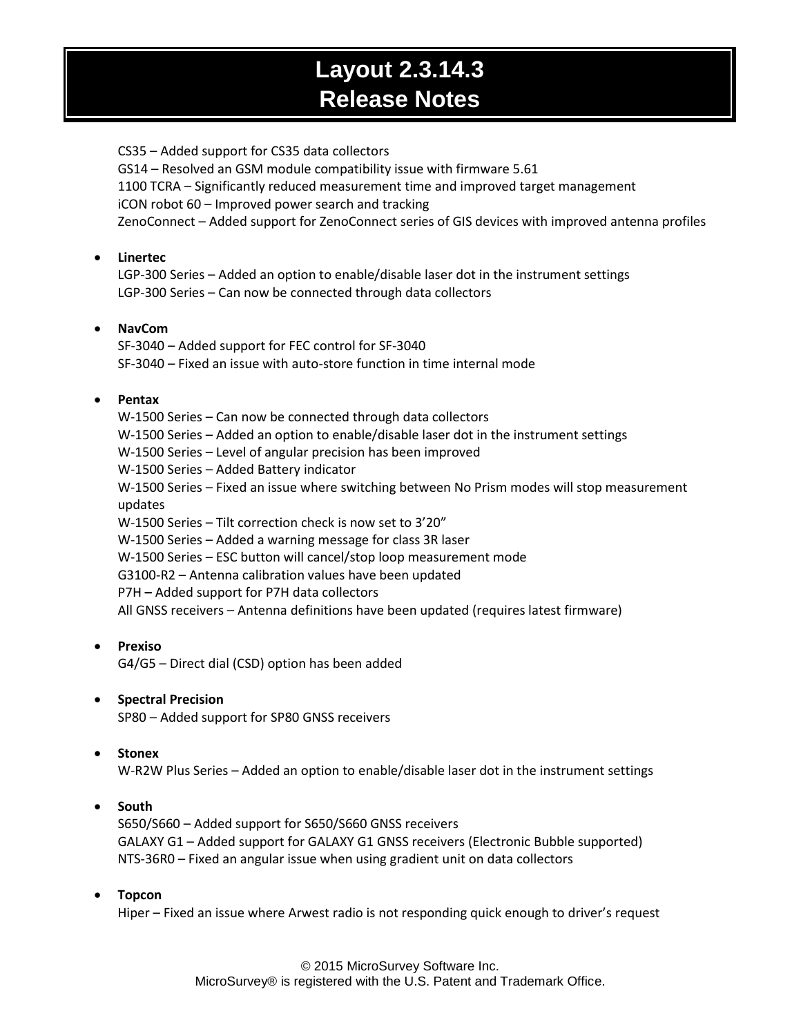# Layout 2.3.14.3
# Release Notes

CS35 – Added support for CS35 data collectors
GS14 – Resolved an GSM module compatibility issue with firmware 5.61
1100 TCRA – Significantly reduced measurement time and improved target management
iCON robot 60 – Improved power search and tracking
ZenoConnect – Added support for ZenoConnect series of GIS devices with improved antenna profiles

- **Linertec**
  LGP-300 Series – Added an option to enable/disable laser dot in the instrument settings
  LGP-300 Series – Can now be connected through data collectors

- **NavCom**
  SF-3040 – Added support for FEC control for SF-3040
  SF-3040 – Fixed an issue with auto-store function in time internal mode

- **Pentax**
  W-1500 Series – Can now be connected through data collectors
  W-1500 Series – Added an option to enable/disable laser dot in the instrument settings
  W-1500 Series – Level of angular precision has been improved
  W-1500 Series – Added Battery indicator
  W-1500 Series – Fixed an issue where switching between No Prism modes will stop measurement updates
  W-1500 Series – Tilt correction check is now set to 3'20"
  W-1500 Series – Added a warning message for class 3R laser
  W-1500 Series – ESC button will cancel/stop loop measurement mode
  G3100-R2 – Antenna calibration values have been updated
  P7H **–** Added support for P7H data collectors
  All GNSS receivers – Antenna definitions have been updated (requires latest firmware)

- **Prexiso**
  G4/G5 – Direct dial (CSD) option has been added

- **Spectral Precision**
  SP80 – Added support for SP80 GNSS receivers

- **Stonex**
  W-R2W Plus Series – Added an option to enable/disable laser dot in the instrument settings

- **South**
  S650/S660 – Added support for S650/S660 GNSS receivers
  GALAXY G1 – Added support for GALAXY G1 GNSS receivers (Electronic Bubble supported)
  NTS-36R0 – Fixed an angular issue when using gradient unit on data collectors

- **Topcon**
  Hiper – Fixed an issue where Arwest radio is not responding quick enough to driver's request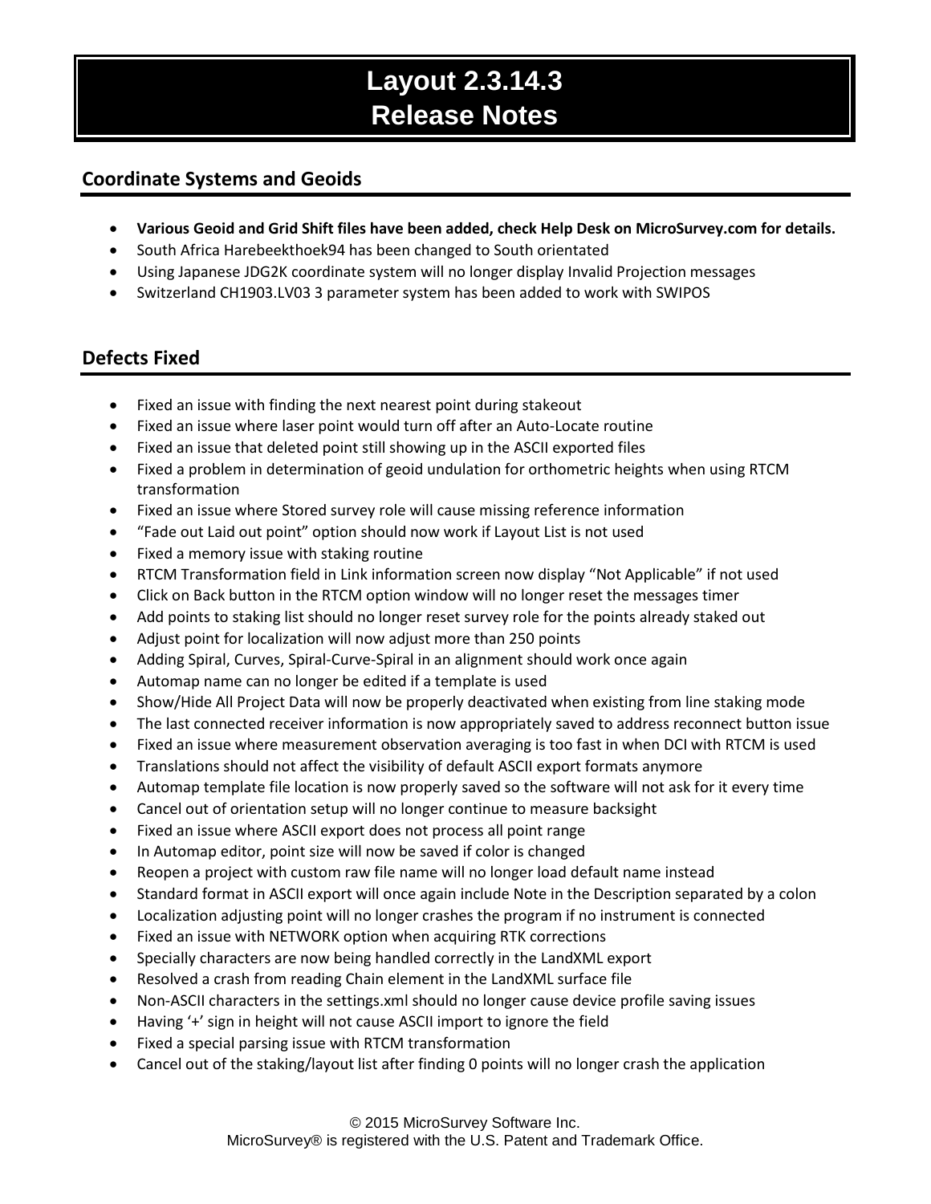# Layout 2.3.14.3
# Release Notes

## Coordinate Systems and Geoids

- **Various Geoid and Grid Shift files have been added, check Help Desk on MicroSurvey.com for details.**
- South Africa Harebeekthoek94 has been changed to South orientated
- Using Japanese JDG2K coordinate system will no longer display Invalid Projection messages
- Switzerland CH1903.LV03 3 parameter system has been added to work with SWIPOS

## Defects Fixed

- Fixed an issue with finding the next nearest point during stakeout
- Fixed an issue where laser point would turn off after an Auto-Locate routine
- Fixed an issue that deleted point still showing up in the ASCII exported files
- Fixed a problem in determination of geoid undulation for orthometric heights when using RTCM transformation
- Fixed an issue where Stored survey role will cause missing reference information
- "Fade out Laid out point" option should now work if Layout List is not used
- Fixed a memory issue with staking routine
- RTCM Transformation field in Link information screen now display "Not Applicable" if not used
- Click on Back button in the RTCM option window will no longer reset the messages timer
- Add points to staking list should no longer reset survey role for the points already staked out
- Adjust point for localization will now adjust more than 250 points
- Adding Spiral, Curves, Spiral-Curve-Spiral in an alignment should work once again
- Automap name can no longer be edited if a template is used
- Show/Hide All Project Data will now be properly deactivated when existing from line staking mode
- The last connected receiver information is now appropriately saved to address reconnect button issue
- Fixed an issue where measurement observation averaging is too fast in when DCI with RTCM is used
- Translations should not affect the visibility of default ASCII export formats anymore
- Automap template file location is now properly saved so the software will not ask for it every time
- Cancel out of orientation setup will no longer continue to measure backsight
- Fixed an issue where ASCII export does not process all point range
- In Automap editor, point size will now be saved if color is changed
- Reopen a project with custom raw file name will no longer load default name instead
- Standard format in ASCII export will once again include Note in the Description separated by a colon
- Localization adjusting point will no longer crashes the program if no instrument is connected
- Fixed an issue with NETWORK option when acquiring RTK corrections
- Specially characters are now being handled correctly in the LandXML export
- Resolved a crash from reading Chain element in the LandXML surface file
- Non-ASCII characters in the settings.xml should no longer cause device profile saving issues
- Having '+' sign in height will not cause ASCII import to ignore the field
- Fixed a special parsing issue with RTCM transformation
- Cancel out of the staking/layout list after finding 0 points will no longer crash the application

© 2015 MicroSurvey Software Inc.
MicroSurvey® is registered with the U.S. Patent and Trademark Office.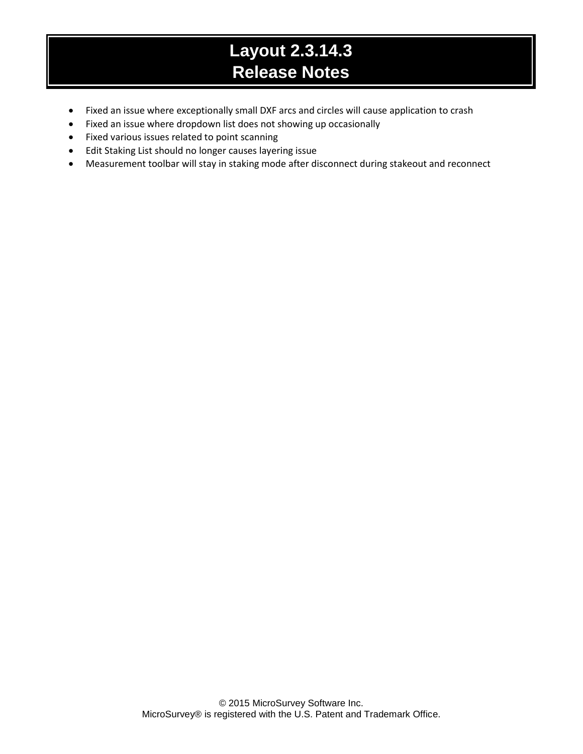# Layout 2.3.14.3
# Release Notes

- Fixed an issue where exceptionally small DXF arcs and circles will cause application to crash
- Fixed an issue where dropdown list does not showing up occasionally
- Fixed various issues related to point scanning
- Edit Staking List should no longer causes layering issue
- Measurement toolbar will stay in staking mode after disconnect during stakeout and reconnect

© 2015 MicroSurvey Software Inc.
MicroSurvey® is registered with the U.S. Patent and Trademark Office.